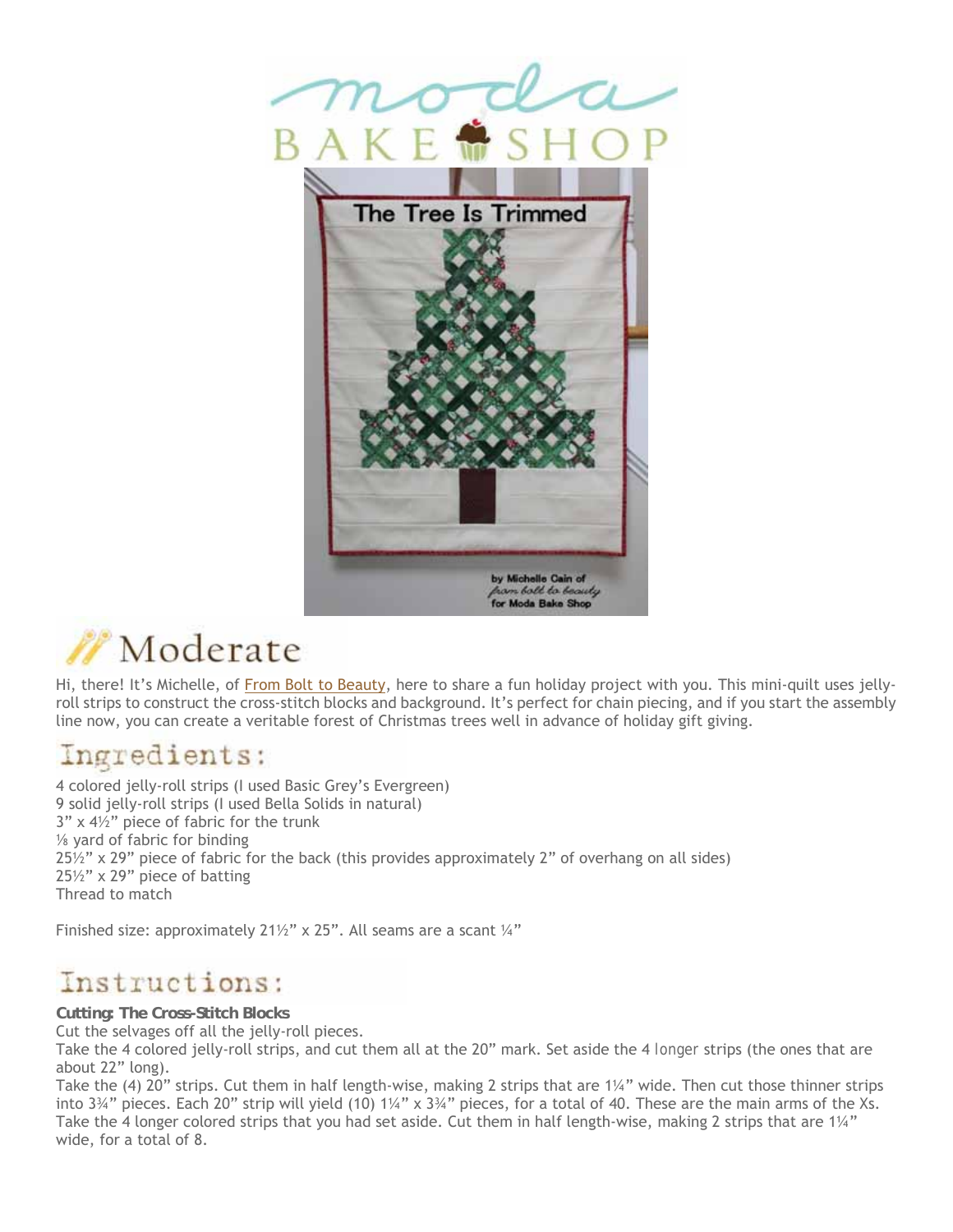# Moderate

Hi, there! It's Michelle, of From Bolt to Beauty, here to share a fun holiday project with you. This mini-quilt uses jelly-roll strips to construct the cross-stitch blocks and background. It's perfect for chain piecing, and if you start the assembly line now, you can create a veritable forest of Christmas trees well in advance of holiday gift giving.

## Ingredients:

4 colored jelly-roll strips (I used Basic Grey's Evergreen)
9 solid jelly-roll strips (I used Bella Solids in natural)
3" x 4½" piece of fabric for the trunk
⅛ yard of fabric for binding
25½" x 29" piece of fabric for the back (this provides approximately 2" of overhang on all sides)
25½" x 29" piece of batting
Thread to match

Finished size: approximately 21½" x 25". All seams are a scant ¼"

## Instructions:

***Cutting: The Cross-Stitch Blocks***

Cut the selvages off all the jelly-roll pieces.
Take the 4 colored jelly-roll strips, and cut them all at the 20" mark. Set aside the 4 longer strips (the ones that are about 22" long).
Take the (4) 20" strips. Cut them in half length-wise, making 2 strips that are 1¼" wide. Then cut those thinner strips into 3¾" pieces. Each 20" strip will yield (10) 1¼" x 3¾" pieces, for a total of 40. These are the main arms of the Xs.
Take the 4 longer colored strips that you had set aside. Cut them in half length-wise, making 2 strips that are 1¼" wide, for a total of 8.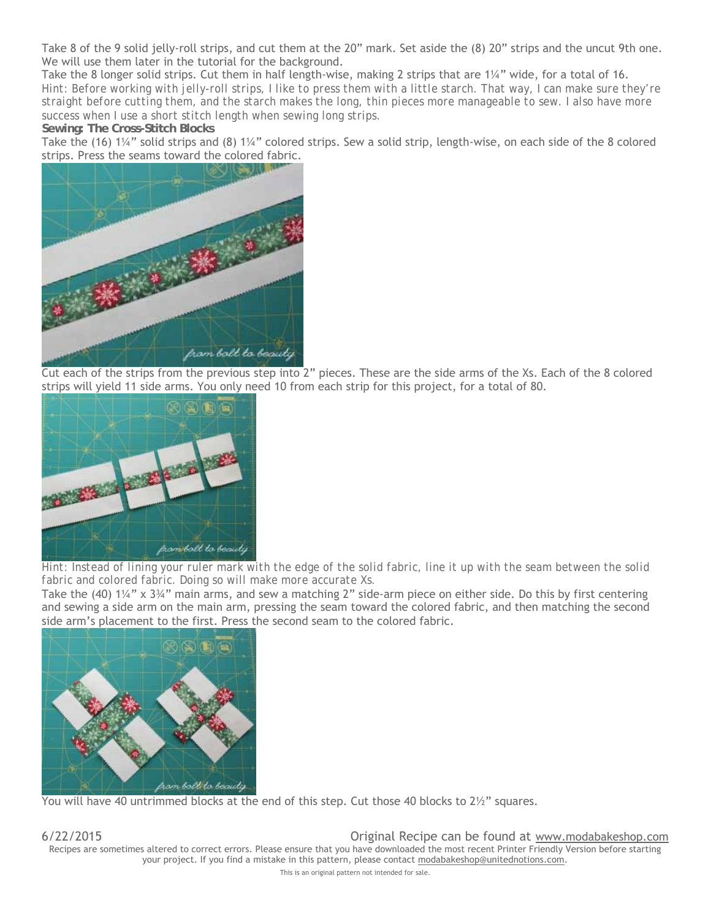Take 8 of the 9 solid jelly-roll strips, and cut them at the 20" mark. Set aside the (8) 20" strips and the uncut 9th one. We will use them later in the tutorial for the background.

Take the 8 longer solid strips. Cut them in half length-wise, making 2 strips that are 1¼" wide, for a total of 16.

*Hint: Before working with jelly-roll strips, I like to press them with a little starch. That way, I can make sure they're straight before cutting them, and the starch makes the long, thin pieces more manageable to sew. I also have more success when I use a short stitch length when sewing long strips.*

**Sewing: The Cross-Stitch Blocks**

Take the (16) 1¼" solid strips and (8) 1¼" colored strips. Sew a solid strip, length-wise, on each side of the 8 colored strips. Press the seams toward the colored fabric.

Cut each of the strips from the previous step into 2" pieces. These are the side arms of the Xs. Each of the 8 colored strips will yield 11 side arms. You only need 10 from each strip for this project, for a total of 80.

*Hint: Instead of lining your ruler mark with the edge of the solid fabric, line it up with the seam between the solid fabric and colored fabric. Doing so will make more accurate Xs.*

Take the (40) 1¼" x 3¾" main arms, and sew a matching 2" side-arm piece on either side. Do this by first centering and sewing a side arm on the main arm, pressing the seam toward the colored fabric, and then matching the second side arm's placement to the first. Press the second seam to the colored fabric.

You will have 40 untrimmed blocks at the end of this step. Cut those 40 blocks to 2½" squares.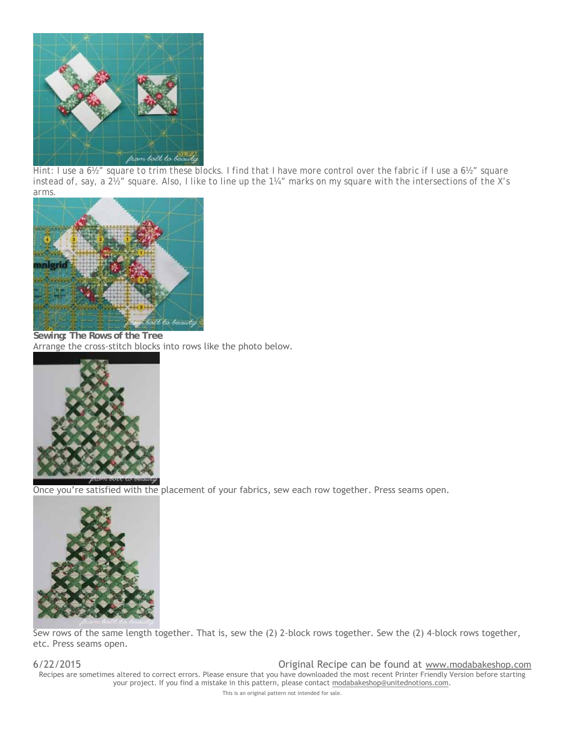*Hint: I use a 6½" square to trim these blocks. I find that I have more control over the fabric if I use a 6½" square instead of, say, a 2½" square. Also, I like to line up the 1¼" marks on my square with the intersections of the X's arms.*

**Sewing: The Rows of the Tree**

Arrange the cross-stitch blocks into rows like the photo below.

Once you're satisfied with the placement of your fabrics, sew each row together. Press seams open.

Sew rows of the same length together. That is, sew the (2) 2-block rows together. Sew the (2) 4-block rows together, etc. Press seams open.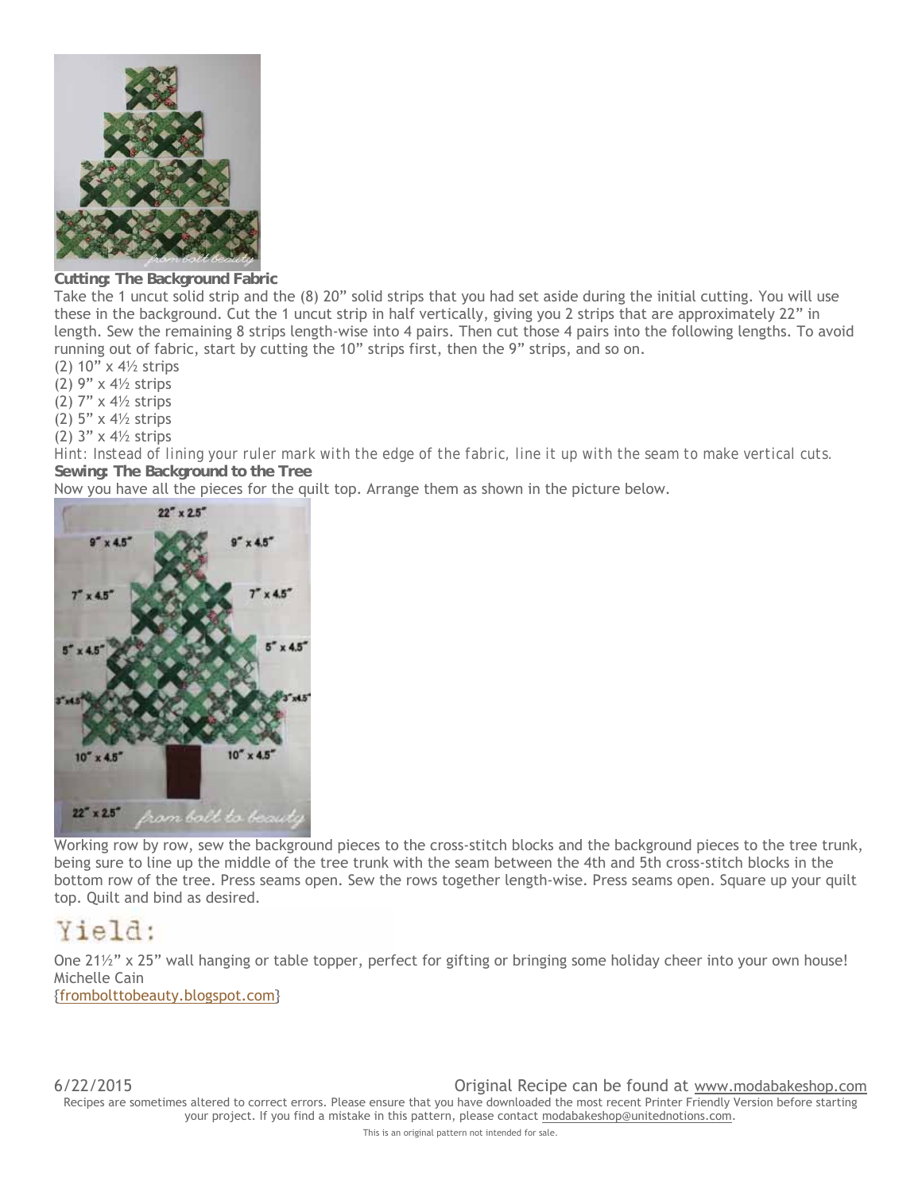**Cutting: The Background Fabric**

Take the 1 uncut solid strip and the (8) 20" solid strips that you had set aside during the initial cutting. You will use these in the background. Cut the 1 uncut strip in half vertically, giving you 2 strips that are approximately 22" in length. Sew the remaining 8 strips length-wise into 4 pairs. Then cut those 4 pairs into the following lengths. To avoid running out of fabric, start by cutting the 10" strips first, then the 9" strips, and so on.

(2) 10" x 4½ strips
(2) 9" x 4½ strips
(2) 7" x 4½ strips
(2) 5" x 4½ strips
(2) 3" x 4½ strips

*Hint: Instead of lining your ruler mark with the edge of the fabric, line it up with the seam to make vertical cuts.*

**Sewing: The Background to the Tree**

Now you have all the pieces for the quilt top. Arrange them as shown in the picture below.

Working row by row, sew the background pieces to the cross-stitch blocks and the background pieces to the tree trunk, being sure to line up the middle of the tree trunk with the seam between the 4th and 5th cross-stitch blocks in the bottom row of the tree. Press seams open. Sew the rows together length-wise. Press seams open. Square up your quilt top. Quilt and bind as desired.

## Yield:

One 21½" x 25" wall hanging or table topper, perfect for gifting or bringing some holiday cheer into your own house!

Michelle Cain
{frombolttobeauty.blogspot.com}

6/22/2015 Original Recipe can be found at www.modabakeshop.com

Recipes are sometimes altered to correct errors. Please ensure that you have downloaded the most recent Printer Friendly Version before starting your project. If you find a mistake in this pattern, please contact modabakeshop@unitednotions.com.

This is an original pattern not intended for sale.